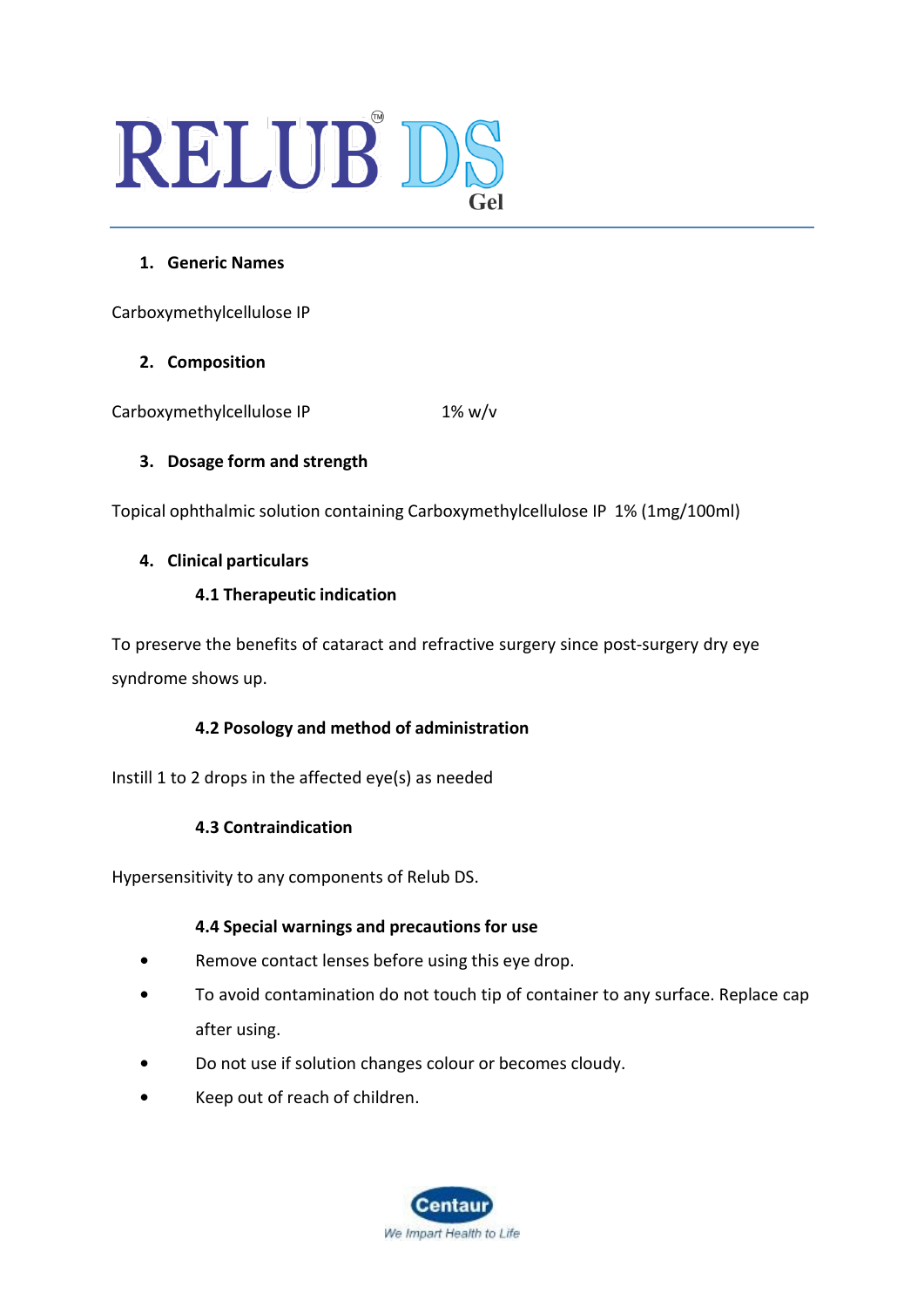# RELUB® DS Gel

1. **Generic Names**

Carboxymethylcellulose IP

2. **Composition**

Carboxymethylcellulose IP 1% w/v

3. **Dosage form and strength**

Topical ophthalmic solution containing Carboxymethylcellulose IP 1% (1mg/100ml)

4. **Clinical particulars**

### 4.1 Therapeutic indication

To preserve the benefits of cataract and refractive surgery since post-surgery dry eye syndrome shows up.

### 4.2 Posology and method of administration

Instill 1 to 2 drops in the affected eye(s) as needed

### 4.3 Contraindication

Hypersensitivity to any components of Relub DS.

### 4.4 Special warnings and precautions for use

- Remove contact lenses before using this eye drop.
- To avoid contamination do not touch tip of container to any surface. Replace cap after using.
- Do not use if solution changes colour or becomes cloudy.
- Keep out of reach of children.

Centaur
We Impart Health to Life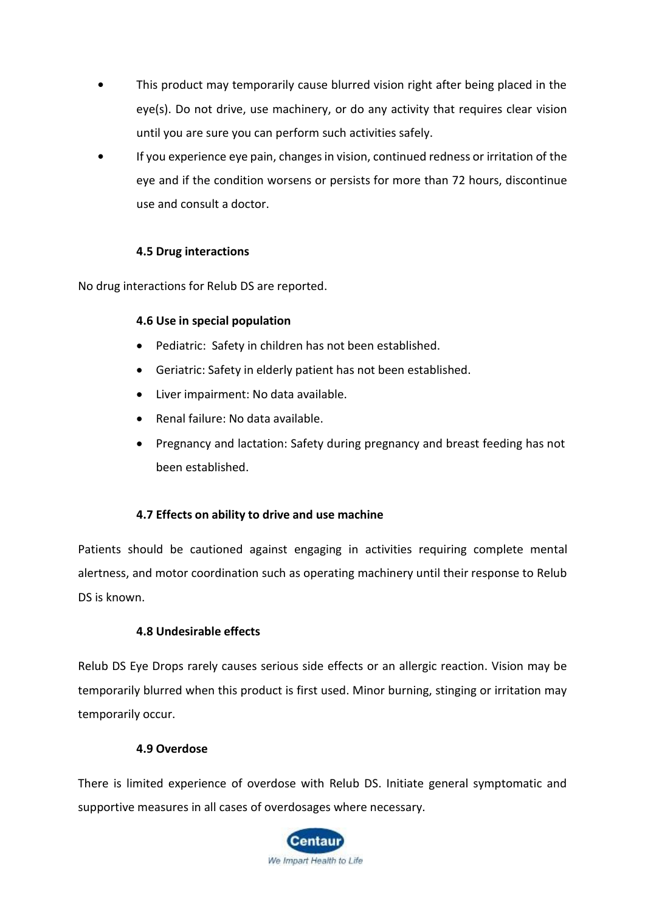- This product may temporarily cause blurred vision right after being placed in the eye(s). Do not drive, use machinery, or do any activity that requires clear vision until you are sure you can perform such activities safely.
- If you experience eye pain, changes in vision, continued redness or irritation of the eye and if the condition worsens or persists for more than 72 hours, discontinue use and consult a doctor.

### 4.5 Drug interactions

No drug interactions for Relub DS are reported.

### 4.6 Use in special population

- Pediatric: Safety in children has not been established.
- Geriatric: Safety in elderly patient has not been established.
- Liver impairment: No data available.
- Renal failure: No data available.
- Pregnancy and lactation: Safety during pregnancy and breast feeding has not been established.

### 4.7 Effects on ability to drive and use machine

Patients should be cautioned against engaging in activities requiring complete mental alertness, and motor coordination such as operating machinery until their response to Relub DS is known.

### 4.8 Undesirable effects

Relub DS Eye Drops rarely causes serious side effects or an allergic reaction. Vision may be temporarily blurred when this product is first used. Minor burning, stinging or irritation may temporarily occur.

### 4.9 Overdose

There is limited experience of overdose with Relub DS. Initiate general symptomatic and supportive measures in all cases of overdosages where necessary.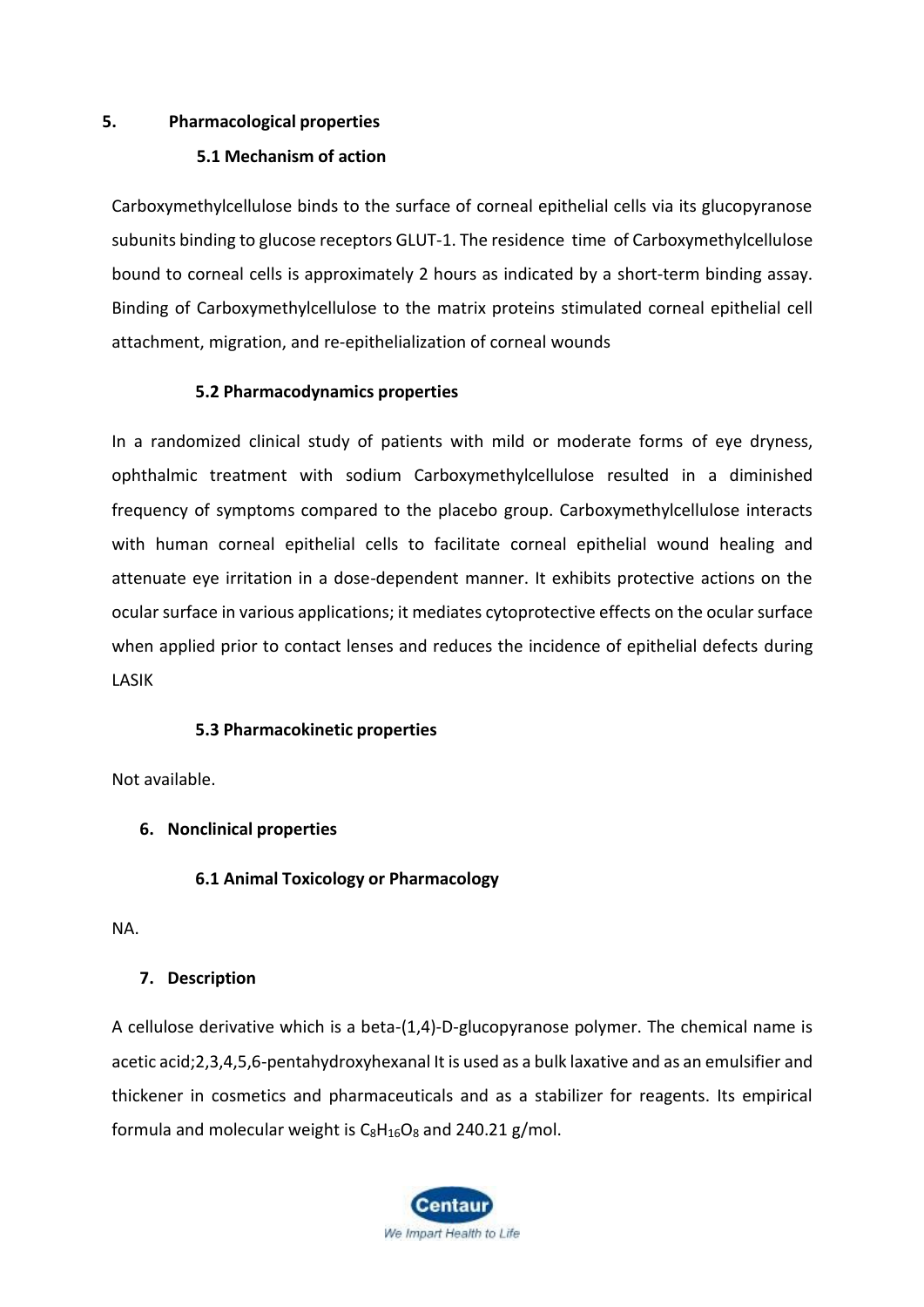## 5. Pharmacological properties

### 5.1 Mechanism of action

Carboxymethylcellulose binds to the surface of corneal epithelial cells via its glucopyranose subunits binding to glucose receptors GLUT-1. The residence time of Carboxymethylcellulose bound to corneal cells is approximately 2 hours as indicated by a short-term binding assay. Binding of Carboxymethylcellulose to the matrix proteins stimulated corneal epithelial cell attachment, migration, and re-epithelialization of corneal wounds

### 5.2 Pharmacodynamics properties

In a randomized clinical study of patients with mild or moderate forms of eye dryness, ophthalmic treatment with sodium Carboxymethylcellulose resulted in a diminished frequency of symptoms compared to the placebo group. Carboxymethylcellulose interacts with human corneal epithelial cells to facilitate corneal epithelial wound healing and attenuate eye irritation in a dose-dependent manner. It exhibits protective actions on the ocular surface in various applications; it mediates cytoprotective effects on the ocular surface when applied prior to contact lenses and reduces the incidence of epithelial defects during LASIK

### 5.3 Pharmacokinetic properties

Not available.

## 6. Nonclinical properties

### 6.1 Animal Toxicology or Pharmacology

NA.

## 7. Description

A cellulose derivative which is a beta-(1,4)-D-glucopyranose polymer. The chemical name is acetic acid;2,3,4,5,6-pentahydroxyhexanal It is used as a bulk laxative and as an emulsifier and thickener in cosmetics and pharmaceuticals and as a stabilizer for reagents. Its empirical formula and molecular weight is $C_8H_{16}O_8$ and 240.21 g/mol.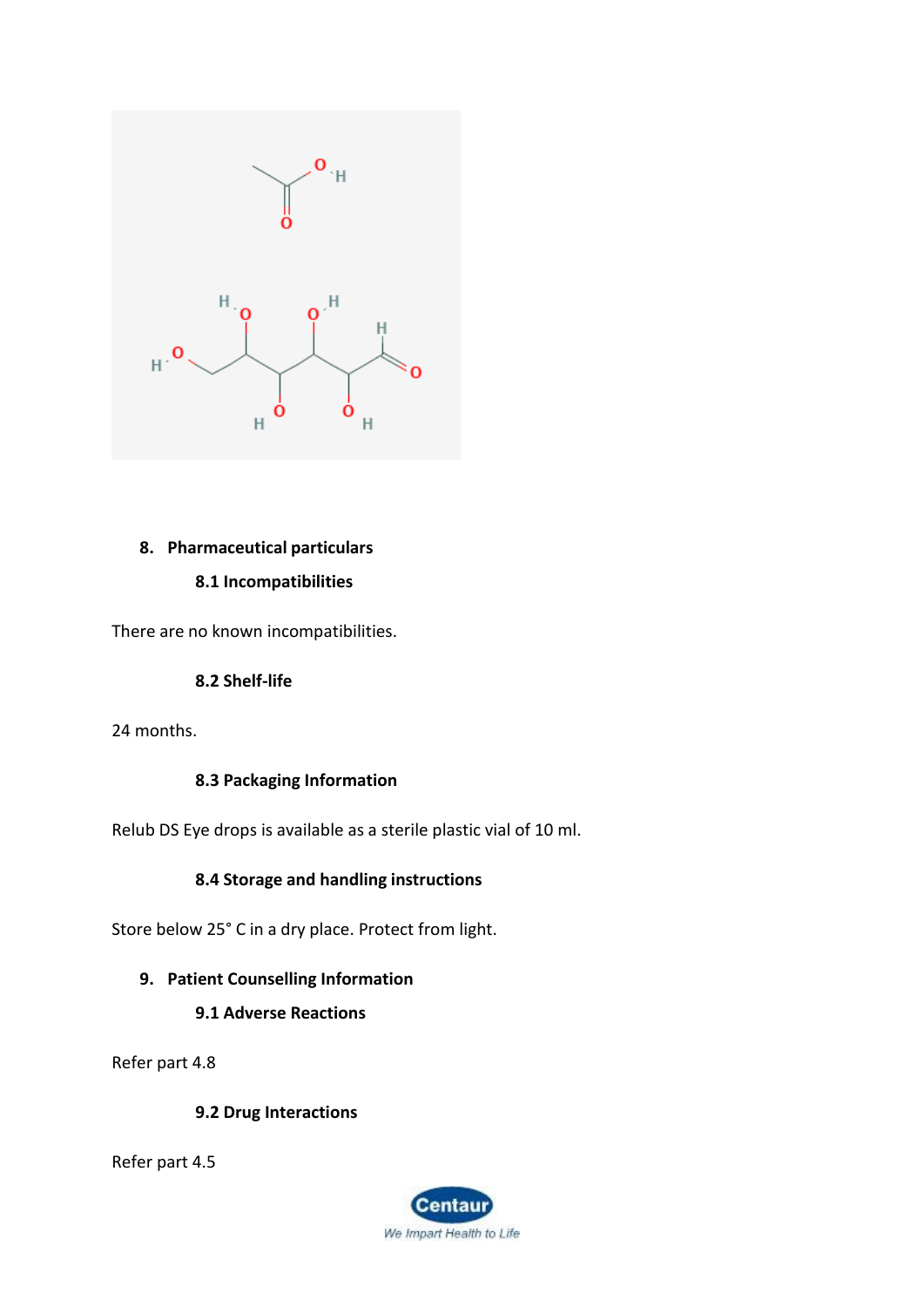## 8. Pharmaceutical particulars

### 8.1 Incompatibilities

There are no known incompatibilities.

### 8.2 Shelf-life

24 months.

### 8.3 Packaging Information

Relub DS Eye drops is available as a sterile plastic vial of 10 ml.

### 8.4 Storage and handling instructions

Store below 25° C in a dry place. Protect from light.

## 9. Patient Counselling Information

### 9.1 Adverse Reactions

Refer part 4.8

### 9.2 Drug Interactions

Refer part 4.5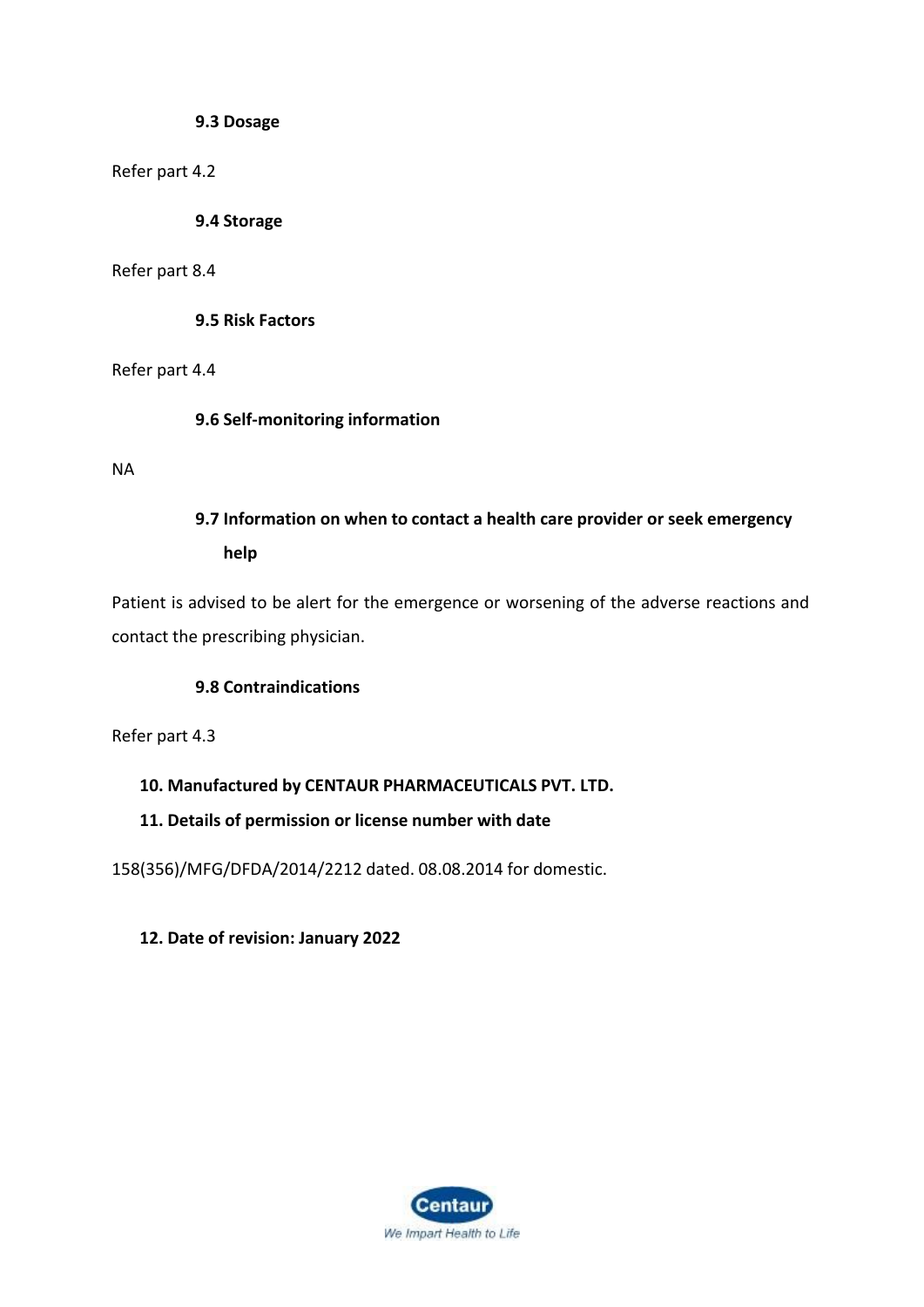### 9.3 Dosage

Refer part 4.2

### 9.4 Storage

Refer part 8.4

### 9.5 Risk Factors

Refer part 4.4

### 9.6 Self-monitoring information

NA

### 9.7 Information on when to contact a health care provider or seek emergency help

Patient is advised to be alert for the emergence or worsening of the adverse reactions and contact the prescribing physician.

### 9.8 Contraindications

Refer part 4.3

## 10. Manufactured by CENTAUR PHARMACEUTICALS PVT. LTD.

## 11. Details of permission or license number with date

158(356)/MFG/DFDA/2014/2212 dated. 08.08.2014 for domestic.

## 12. Date of revision: January 2022